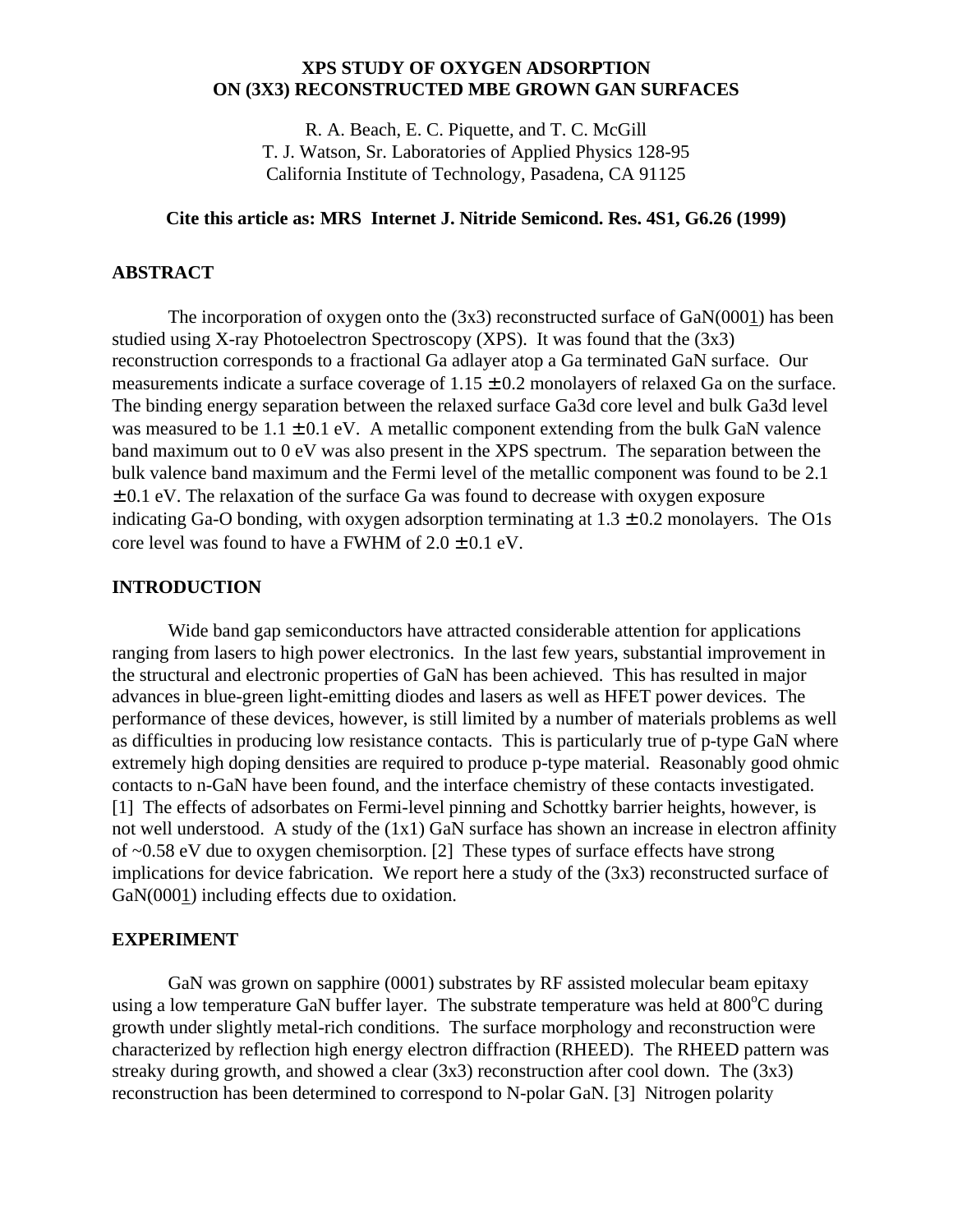# XPS STUDY OF OXYGEN ADSORPTION ON (3X3) RECONSTRUCTED MBE GROWN GAN SURFACES

R. A. Beach, E. C. Piquette, and T. C. McGill
T. J. Watson, Sr. Laboratories of Applied Physics 128-95
California Institute of Technology, Pasadena, CA 91125

**Cite this article as: MRS Internet J. Nitride Semicond. Res. 4S1, G6.26 (1999)**

## ABSTRACT

The incorporation of oxygen onto the (3x3) reconstructed surface of GaN(000$\underline{1}$) has been studied using X-ray Photoelectron Spectroscopy (XPS). It was found that the (3x3) reconstruction corresponds to a fractional Ga adlayer atop a Ga terminated GaN surface. Our measurements indicate a surface coverage of $1.15 \pm 0.2$ monolayers of relaxed Ga on the surface. The binding energy separation between the relaxed surface Ga3d core level and bulk Ga3d level was measured to be $1.1 \pm 0.1$ eV. A metallic component extending from the bulk GaN valence band maximum out to 0 eV was also present in the XPS spectrum. The separation between the bulk valence band maximum and the Fermi level of the metallic component was found to be 2.1 $\pm$ 0.1 eV. The relaxation of the surface Ga was found to decrease with oxygen exposure indicating Ga-O bonding, with oxygen adsorption terminating at $1.3 \pm 0.2$ monolayers. The O1s core level was found to have a FWHM of $2.0 \pm 0.1$ eV.

## INTRODUCTION

Wide band gap semiconductors have attracted considerable attention for applications ranging from lasers to high power electronics. In the last few years, substantial improvement in the structural and electronic properties of GaN has been achieved. This has resulted in major advances in blue-green light-emitting diodes and lasers as well as HFET power devices. The performance of these devices, however, is still limited by a number of materials problems as well as difficulties in producing low resistance contacts. This is particularly true of p-type GaN where extremely high doping densities are required to produce p-type material. Reasonably good ohmic contacts to n-GaN have been found, and the interface chemistry of these contacts investigated. [1] The effects of adsorbates on Fermi-level pinning and Schottky barrier heights, however, is not well understood. A study of the (1x1) GaN surface has shown an increase in electron affinity of ~0.58 eV due to oxygen chemisorption. [2] These types of surface effects have strong implications for device fabrication. We report here a study of the (3x3) reconstructed surface of GaN(000$\underline{1}$) including effects due to oxidation.

## EXPERIMENT

GaN was grown on sapphire (0001) substrates by RF assisted molecular beam epitaxy using a low temperature GaN buffer layer. The substrate temperature was held at 800$^{o}$C during growth under slightly metal-rich conditions. The surface morphology and reconstruction were characterized by reflection high energy electron diffraction (RHEED). The RHEED pattern was streaky during growth, and showed a clear (3x3) reconstruction after cool down. The (3x3) reconstruction has been determined to correspond to N-polar GaN. [3] Nitrogen polarity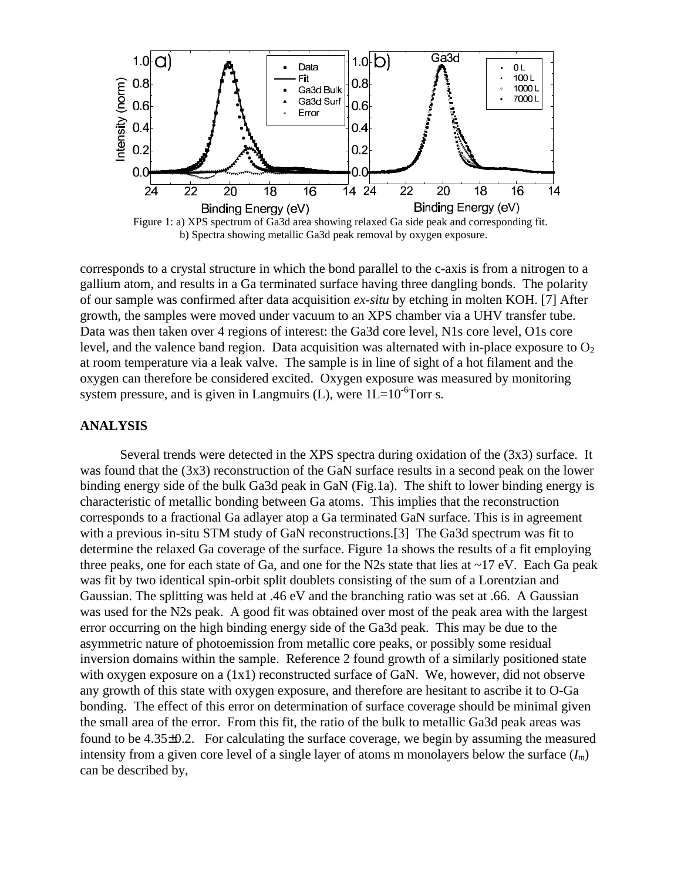Figure 1: a) XPS spectrum of Ga3d area showing relaxed Ga side peak and corresponding fit. b) Spectra showing metallic Ga3d peak removal by oxygen exposure.

corresponds to a crystal structure in which the bond parallel to the c-axis is from a nitrogen to a gallium atom, and results in a Ga terminated surface having three dangling bonds. The polarity of our sample was confirmed after data acquisition *ex-situ* by etching in molten KOH. [7] After growth, the samples were moved under vacuum to an XPS chamber via a UHV transfer tube. Data was then taken over 4 regions of interest: the Ga3d core level, N1s core level, O1s core level, and the valence band region. Data acquisition was alternated with in-place exposure to $O_2$ at room temperature via a leak valve. The sample is in line of sight of a hot filament and the oxygen can therefore be considered excited. Oxygen exposure was measured by monitoring system pressure, and is given in Langmuirs (L), were $1L=10^{-6}$Torr s.

## ANALYSIS

Several trends were detected in the XPS spectra during oxidation of the (3x3) surface. It was found that the (3x3) reconstruction of the GaN surface results in a second peak on the lower binding energy side of the bulk Ga3d peak in GaN (Fig.1a). The shift to lower binding energy is characteristic of metallic bonding between Ga atoms. This implies that the reconstruction corresponds to a fractional Ga adlayer atop a Ga terminated GaN surface. This is in agreement with a previous in-situ STM study of GaN reconstructions.[3] The Ga3d spectrum was fit to determine the relaxed Ga coverage of the surface. Figure 1a shows the results of a fit employing three peaks, one for each state of Ga, and one for the N2s state that lies at ~17 eV. Each Ga peak was fit by two identical spin-orbit split doublets consisting of the sum of a Lorentzian and Gaussian. The splitting was held at .46 eV and the branching ratio was set at .66. A Gaussian was used for the N2s peak. A good fit was obtained over most of the peak area with the largest error occurring on the high binding energy side of the Ga3d peak. This may be due to the asymmetric nature of photoemission from metallic core peaks, or possibly some residual inversion domains within the sample. Reference 2 found growth of a similarly positioned state with oxygen exposure on a (1x1) reconstructed surface of GaN. We, however, did not observe any growth of this state with oxygen exposure, and therefore are hesitant to ascribe it to O-Ga bonding. The effect of this error on determination of surface coverage should be minimal given the small area of the error. From this fit, the ratio of the bulk to metallic Ga3d peak areas was found to be 4.35±0.2. For calculating the surface coverage, we begin by assuming the measured intensity from a given core level of a single layer of atoms m monolayers below the surface ($I_m$) can be described by,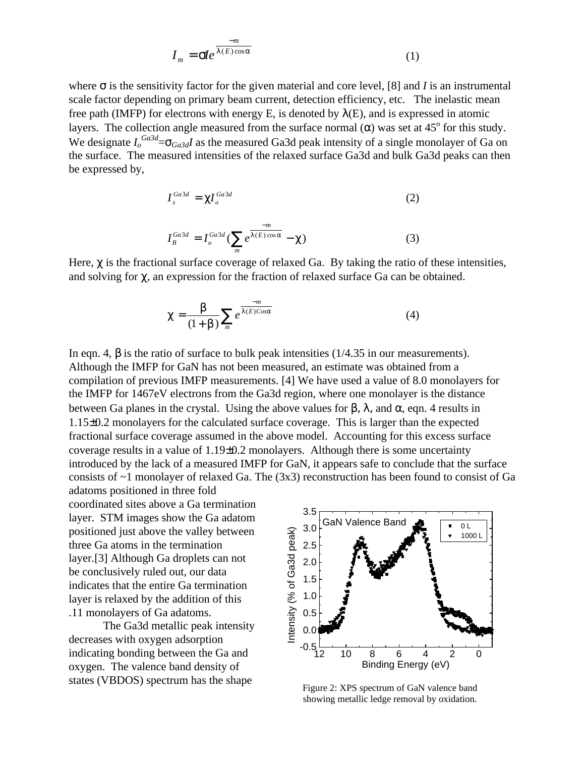$$I_m = \sigma I e^{\frac{-m}{\lambda(E)\cos\alpha}} \qquad (1)$$

where σ is the sensitivity factor for the given material and core level, [8] and *I* is an instrumental scale factor depending on primary beam current, detection efficiency, etc. The inelastic mean free path (IMFP) for electrons with energy E, is denoted by λ(E), and is expressed in atomic layers. The collection angle measured from the surface normal (α) was set at 45$^o$ for this study. We designate $I_o^{Ga3d}=\sigma_{Ga3d}I$ as the measured Ga3d peak intensity of a single monolayer of Ga on the surface. The measured intensities of the relaxed surface Ga3d and bulk Ga3d peaks can then be expressed by,

$$I_s^{Ga3d} = \chi I_o^{Ga3d} \qquad (2)$$

$$I_B^{Ga3d} = I_o^{Ga3d}\left(\sum_m e^{\frac{-m}{\lambda(E)\cos\alpha}} - \chi\right) \qquad (3)$$

Here, χ is the fractional surface coverage of relaxed Ga. By taking the ratio of these intensities, and solving for χ, an expression for the fraction of relaxed surface Ga can be obtained.

$$\chi = \frac{\beta}{(1+\beta)}\sum_m e^{\frac{-m}{\lambda(E)Cos\alpha}} \qquad (4)$$

In eqn. 4, β is the ratio of surface to bulk peak intensities (1/4.35 in our measurements). Although the IMFP for GaN has not been measured, an estimate was obtained from a compilation of previous IMFP measurements. [4] We have used a value of 8.0 monolayers for the IMFP for 1467eV electrons from the Ga3d region, where one monolayer is the distance between Ga planes in the crystal. Using the above values for β, λ, and α, eqn. 4 results in 1.15±0.2 monolayers for the calculated surface coverage. This is larger than the expected fractional surface coverage assumed in the above model. Accounting for this excess surface coverage results in a value of 1.19±0.2 monolayers. Although there is some uncertainty introduced by the lack of a measured IMFP for GaN, it appears safe to conclude that the surface consists of ~1 monolayer of relaxed Ga. The (3x3) reconstruction has been found to consist of Ga adatoms positioned in three fold coordinated sites above a Ga termination layer. STM images show the Ga adatom positioned just above the valley between three Ga atoms in the termination layer.[3] Although Ga droplets can not be conclusively ruled out, our data indicates that the entire Ga termination layer is relaxed by the addition of this .11 monolayers of Ga adatoms.

The Ga3d metallic peak intensity decreases with oxygen adsorption indicating bonding between the Ga and oxygen. The valence band density of states (VBDOS) spectrum has the shape

Figure 2: XPS spectrum of GaN valence band showing metallic ledge removal by oxidation.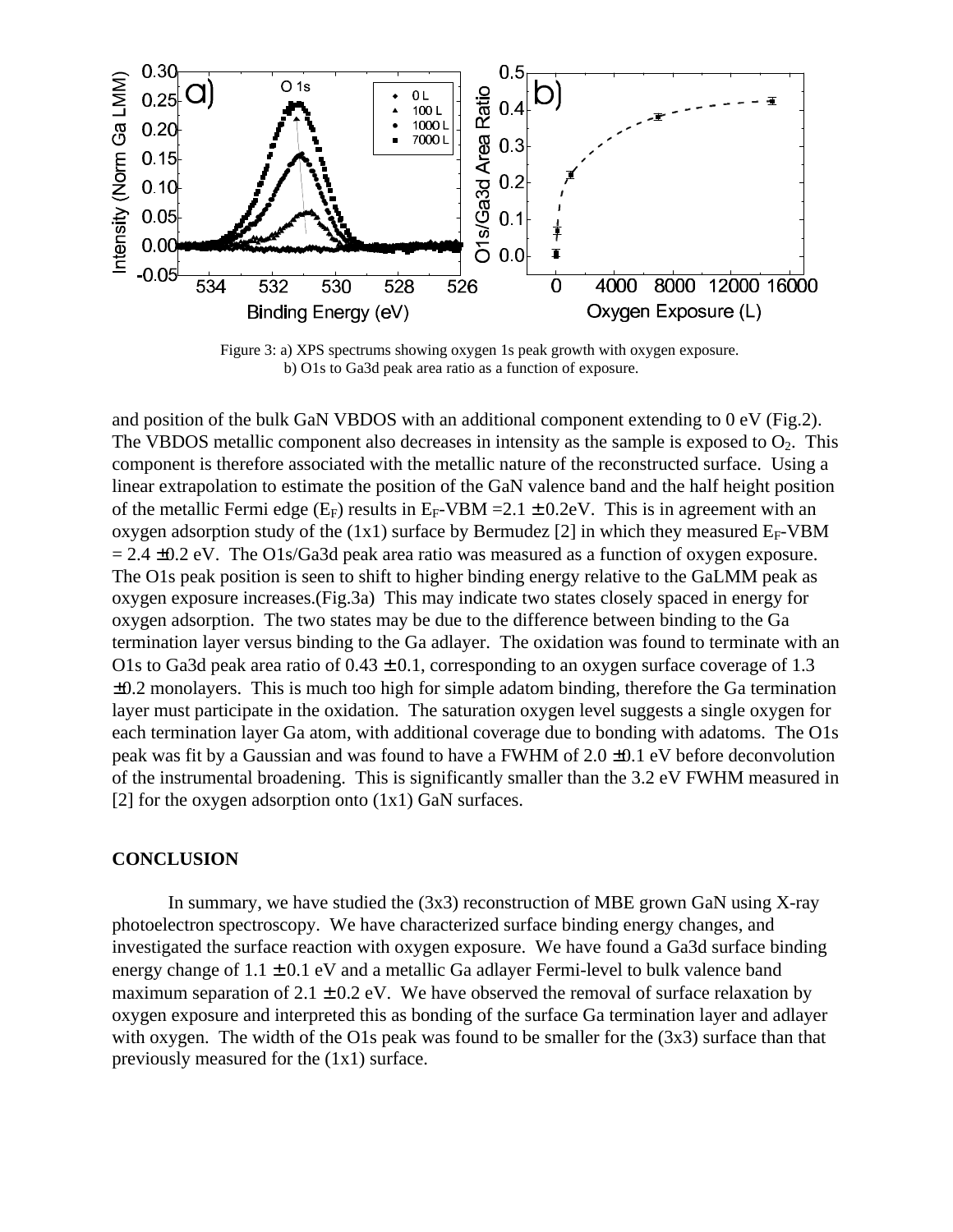Figure 3: a) XPS spectrums showing oxygen 1s peak growth with oxygen exposure. b) O1s to Ga3d peak area ratio as a function of exposure.

and position of the bulk GaN VBDOS with an additional component extending to 0 eV (Fig.2). The VBDOS metallic component also decreases in intensity as the sample is exposed to $O_2$. This component is therefore associated with the metallic nature of the reconstructed surface. Using a linear extrapolation to estimate the position of the GaN valence band and the half height position of the metallic Fermi edge ($E_F$) results in $E_F$-VBM =2.1 ± 0.2eV. This is in agreement with an oxygen adsorption study of the (1x1) surface by Bermudez [2] in which they measured $E_F$-VBM = 2.4 ±0.2 eV. The O1s/Ga3d peak area ratio was measured as a function of oxygen exposure. The O1s peak position is seen to shift to higher binding energy relative to the GaLMM peak as oxygen exposure increases.(Fig.3a) This may indicate two states closely spaced in energy for oxygen adsorption. The two states may be due to the difference between binding to the Ga termination layer versus binding to the Ga adlayer. The oxidation was found to terminate with an O1s to Ga3d peak area ratio of 0.43 ± 0.1, corresponding to an oxygen surface coverage of 1.3 ±0.2 monolayers. This is much too high for simple adatom binding, therefore the Ga termination layer must participate in the oxidation. The saturation oxygen level suggests a single oxygen for each termination layer Ga atom, with additional coverage due to bonding with adatoms. The O1s peak was fit by a Gaussian and was found to have a FWHM of 2.0 ±0.1 eV before deconvolution of the instrumental broadening. This is significantly smaller than the 3.2 eV FWHM measured in [2] for the oxygen adsorption onto (1x1) GaN surfaces.

## CONCLUSION

In summary, we have studied the (3x3) reconstruction of MBE grown GaN using X-ray photoelectron spectroscopy. We have characterized surface binding energy changes, and investigated the surface reaction with oxygen exposure. We have found a Ga3d surface binding energy change of 1.1 ± 0.1 eV and a metallic Ga adlayer Fermi-level to bulk valence band maximum separation of 2.1 ± 0.2 eV. We have observed the removal of surface relaxation by oxygen exposure and interpreted this as bonding of the surface Ga termination layer and adlayer with oxygen. The width of the O1s peak was found to be smaller for the (3x3) surface than that previously measured for the (1x1) surface.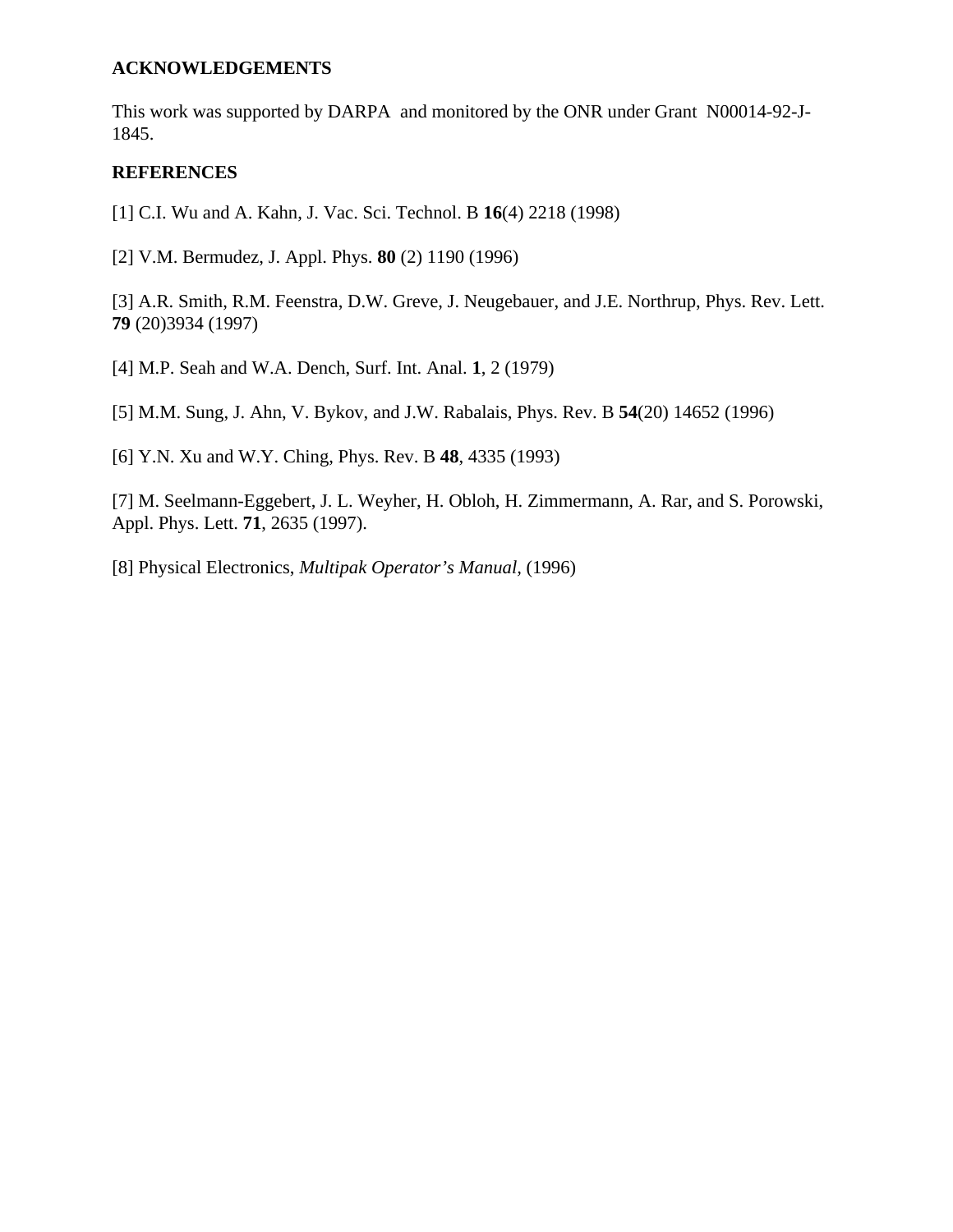## ACKNOWLEDGEMENTS

This work was supported by DARPA and monitored by the ONR under Grant N00014-92-J-1845.

## REFERENCES

[1] C.I. Wu and A. Kahn, J. Vac. Sci. Technol. B **16**(4) 2218 (1998)

[2] V.M. Bermudez, J. Appl. Phys. **80** (2) 1190 (1996)

[3] A.R. Smith, R.M. Feenstra, D.W. Greve, J. Neugebauer, and J.E. Northrup, Phys. Rev. Lett. **79** (20)3934 (1997)

[4] M.P. Seah and W.A. Dench, Surf. Int. Anal. **1**, 2 (1979)

[5] M.M. Sung, J. Ahn, V. Bykov, and J.W. Rabalais, Phys. Rev. B **54**(20) 14652 (1996)

[6] Y.N. Xu and W.Y. Ching, Phys. Rev. B **48**, 4335 (1993)

[7] M. Seelmann-Eggebert, J. L. Weyher, H. Obloh, H. Zimmermann, A. Rar, and S. Porowski, Appl. Phys. Lett. **71**, 2635 (1997).

[8] Physical Electronics, *Multipak Operator's Manual*, (1996)